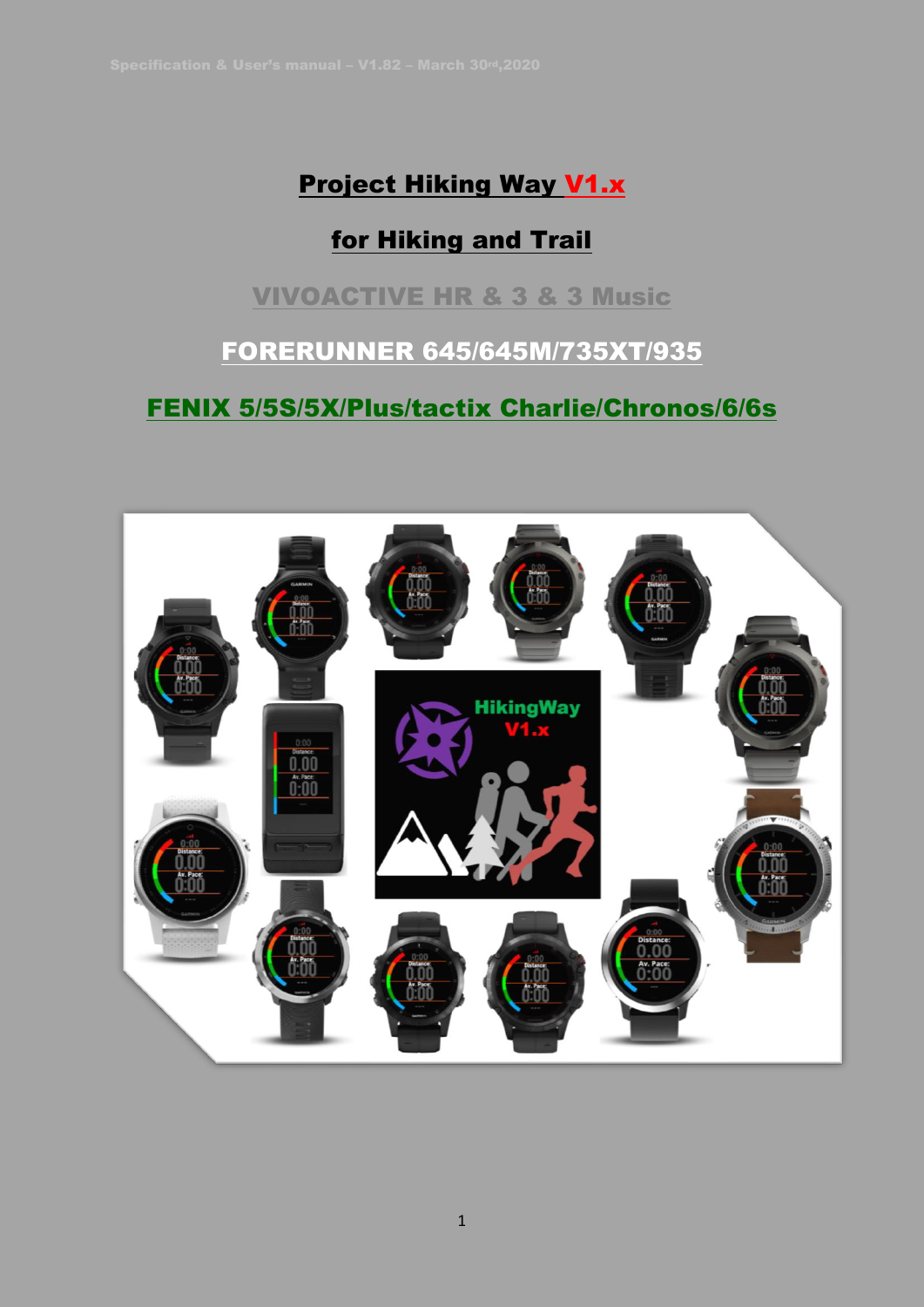Specification & User's manual – V1.82 – March 30rd,2020

# Project Hiking Way V1.x

## for Hiking and Trail

## VIVOACTIVE HR & 3 & 3 Music

## FORERUNNER 645/645M/735XT/935

## FENIX 5/5S/5X/Plus/tactix Charlie/Chronos/6/6s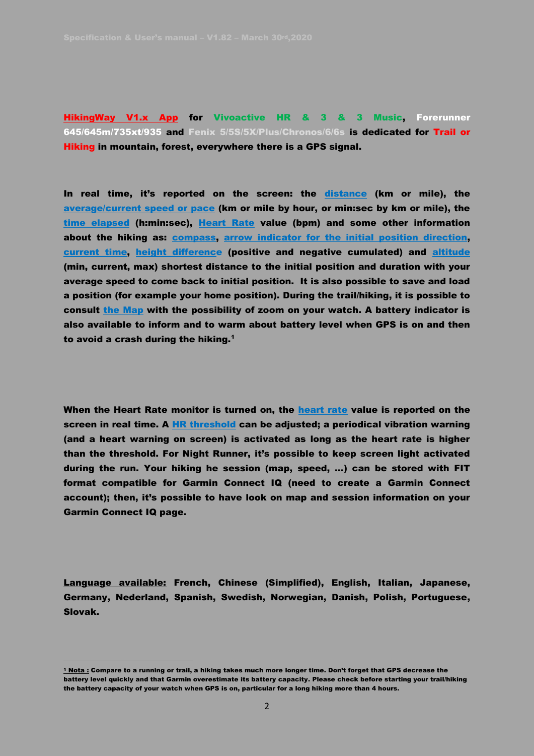**HikingWay V1.x App for Vivoactive HR & 3 & 3 Music, Forerunner 645/645m/735xt/935 and Fenix 5/5S/5X/Plus/Chronos/6/6s is dedicated for Trail or Hiking in mountain, forest, everywhere there is a GPS signal.**

**In real time, it's reported on the screen: the distance (km or mile), the average/current speed or pace (km or mile by hour, or min:sec by km or mile), the time elapsed (h:min:sec), Heart Rate value (bpm) and some other information about the hiking as: compass, arrow indicator for the initial position direction, current time, height difference (positive and negative cumulated) and altitude (min, current, max) shortest distance to the initial position and duration with your average speed to come back to initial position. It is also possible to save and load a position (for example your home position). During the trail/hiking, it is possible to consult the Map with the possibility of zoom on your watch. A battery indicator is also available to inform and to warm about battery level when GPS is on and then to avoid a crash during the hiking.[1]**

**When the Heart Rate monitor is turned on, the heart rate value is reported on the screen in real time. A HR threshold can be adjusted; a periodical vibration warning (and a heart warning on screen) is activated as long as the heart rate is higher than the threshold. For Night Runner, it's possible to keep screen light activated during the run. Your hiking he session (map, speed, …) can be stored with FIT format compatible for Garmin Connect IQ (need to create a Garmin Connect account); then, it's possible to have look on map and session information on your Garmin Connect IQ page.**

**Language available: French, Chinese (Simplified), English, Italian, Japanese, Germany, Nederland, Spanish, Swedish, Norwegian, Danish, Polish, Portuguese, Slovak.**

---

[1] **Nota : Compare to a running or trail, a hiking takes much more longer time. Don't forget that GPS decrease the battery level quickly and that Garmin overestimate its battery capacity. Please check before starting your trail/hiking the battery capacity of your watch when GPS is on, particular for a long hiking more than 4 hours.**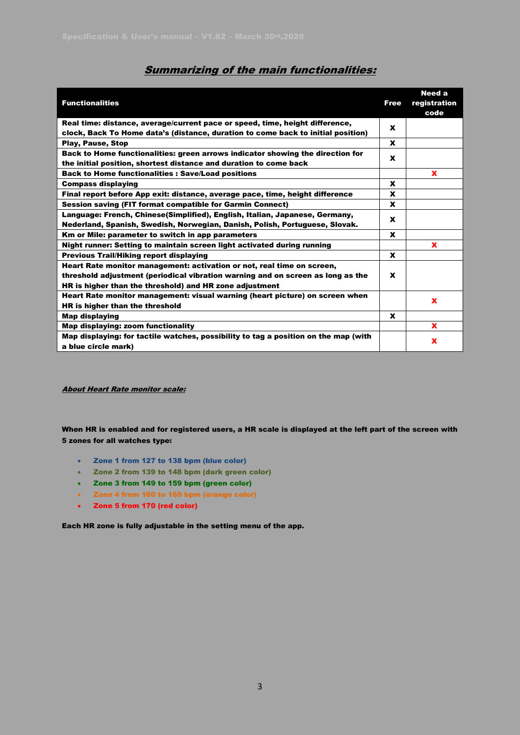## ***Summarizing of the main functionalities:***

| Functionalities | Free | Need a registration code |
|---|---|---|
| Real time: distance, average/current pace or speed, time, height difference, clock, Back To Home data's (distance, duration to come back to initial position) | X | |
| Play, Pause, Stop | X | |
| Back to Home functionalities: green arrows indicator showing the direction for the initial position, shortest distance and duration to come back | X | |
| Back to Home functionalities : Save/Load positions | | X |
| Compass displaying | X | |
| Final report before App exit: distance, average pace, time, height difference | X | |
| Session saving (FIT format compatible for Garmin Connect) | X | |
| Language: French, Chinese(Simplified), English, Italian, Japanese, Germany, Nederland, Spanish, Swedish, Norwegian, Danish, Polish, Portuguese, Slovak. | X | |
| Km or Mile: parameter to switch in app parameters | X | |
| Night runner: Setting to maintain screen light activated during running | | X |
| Previous Trail/Hiking report displaying | X | |
| Heart Rate monitor management: activation or not, real time on screen, threshold adjustment (periodical vibration warning and on screen as long as the HR is higher than the threshold) and HR zone adjustment | X | |
| Heart Rate monitor management: visual warning (heart picture) on screen when HR is higher than the threshold | | X |
| Map displaying | X | |
| Map displaying: zoom functionality | | X |
| Map displaying: for tactile watches, possibility to tag a position on the map (with a blue circle mark) | | X |

***About Heart Rate monitor scale:***

**When HR is enabled and for registered users, a HR scale is displayed at the left part of the screen with 5 zones for all watches type:**

- **Zone 1 from 127 to 138 bpm (blue color)**
- **Zone 2 from 139 to 148 bpm (dark green color)**
- **Zone 3 from 149 to 159 bpm (green color)**
- **Zone 4 from 160 to 169 bpm (orange color)**
- **Zone 5 from 170 (red color)**

**Each HR zone is fully adjustable in the setting menu of the app.**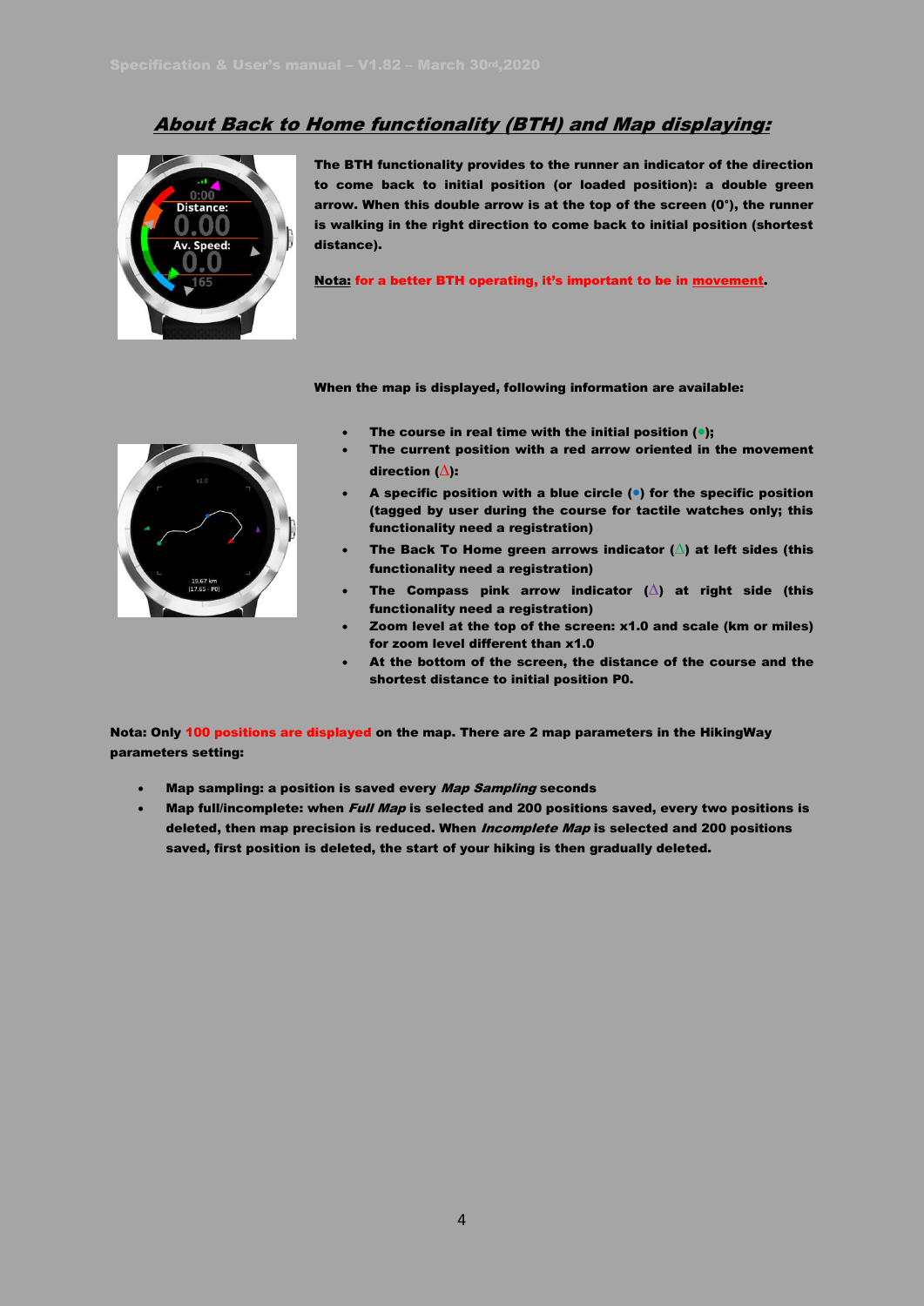## ***About Back to Home functionality (BTH) and Map displaying:***

**The BTH functionality provides to the runner an indicator of the direction to come back to initial position (or loaded position): a double green arrow. When this double arrow is at the top of the screen (0°), the runner is walking in the right direction to come back to initial position (shortest distance).**

**Nota: for a better BTH operating, it's important to be in movement.**

**When the map is displayed, following information are available:**

- **The course in real time with the initial position (•);**
- **The current position with a red arrow oriented in the movement direction (Δ):**
- **A specific position with a blue circle (•) for the specific position (tagged by user during the course for tactile watches only; this functionality need a registration)**
- **The Back To Home green arrows indicator (Δ) at left sides (this functionality need a registration)**
- **The Compass pink arrow indicator (Δ) at right side (this functionality need a registration)**
- **Zoom level at the top of the screen: x1.0 and scale (km or miles) for zoom level different than x1.0**
- **At the bottom of the screen, the distance of the course and the shortest distance to initial position P0.**

**Nota: Only 100 positions are displayed on the map. There are 2 map parameters in the HikingWay parameters setting:**

- **Map sampling: a position is saved every *Map Sampling* seconds**
- **Map full/incomplete: when *Full Map* is selected and 200 positions saved, every two positions is deleted, then map precision is reduced. When *Incomplete Map* is selected and 200 positions saved, first position is deleted, the start of your hiking is then gradually deleted.**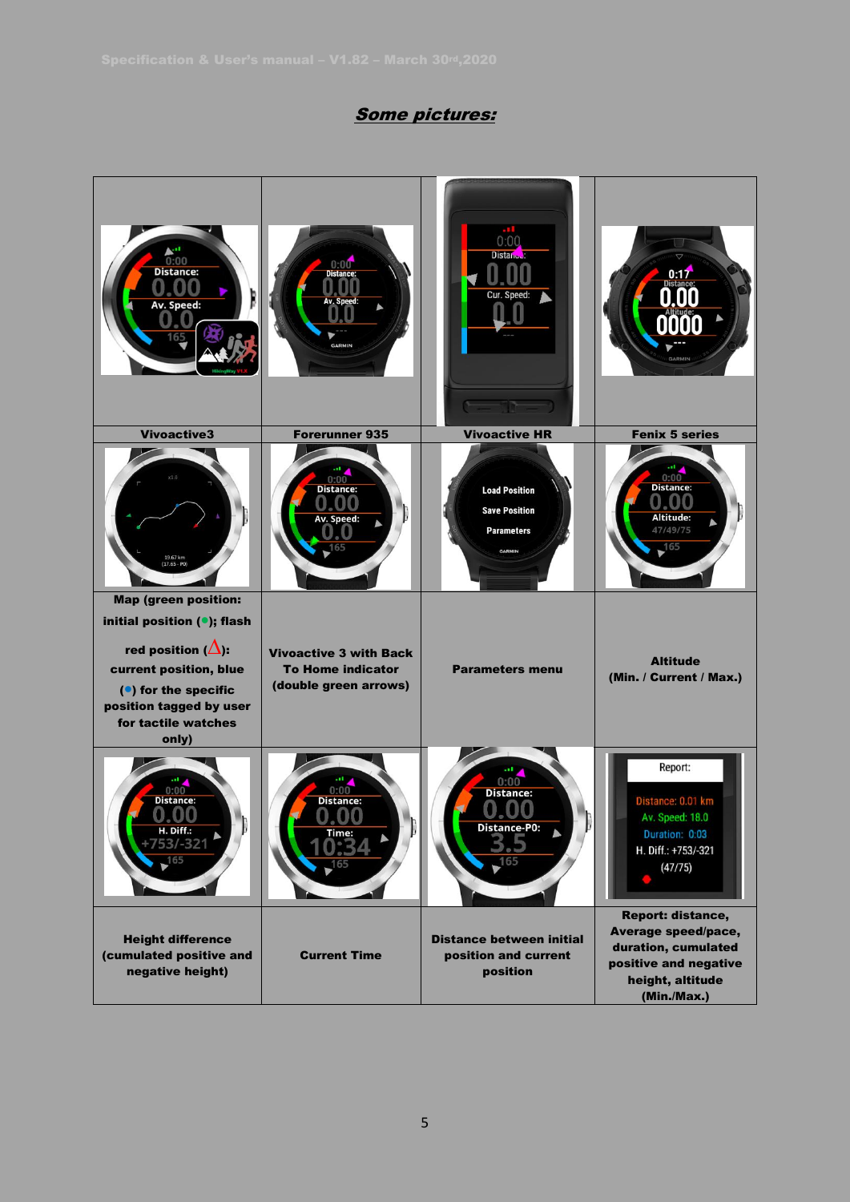## ***Some pictures:***

| Vivoactive3 | Forerunner 935 | Vivoactive HR | Fenix 5 series |
|---|---|---|---|
| Map (green position: initial position (●); flash red position (Δ): current position, blue (●) for the specific position tagged by user for tactile watches only) | Vivoactive 3 with Back To Home indicator (double green arrows) | Parameters menu | Altitude (Min. / Current / Max.) |
| Height difference (cumulated positive and negative height) | Current Time | Distance between initial position and current position | Report: distance, Average speed/pace, duration, cumulated positive and negative height, altitude (Min./Max.) |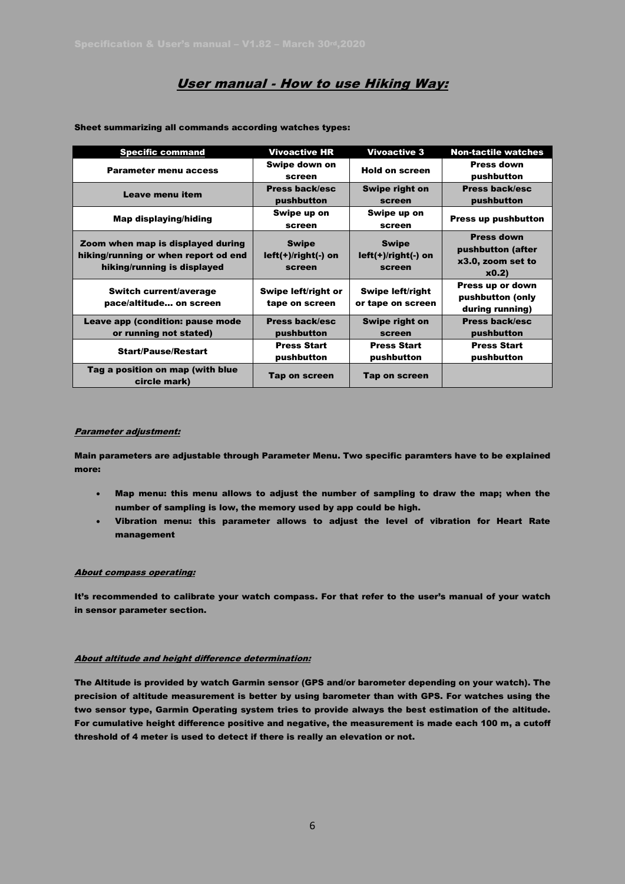## User manual - How to use Hiking Way:

**Sheet summarizing all commands according watches types:**

| Specific command | Vivoactive HR | Vivoactive 3 | Non-tactile watches |
|---|---|---|---|
| Parameter menu access | Swipe down on screen | Hold on screen | Press down pushbutton |
| Leave menu item | Press back/esc pushbutton | Swipe right on screen | Press back/esc pushbutton |
| Map displaying/hiding | Swipe up on screen | Swipe up on screen | Press up pushbutton |
| Zoom when map is displayed during hiking/running or when report od end hiking/running is displayed | Swipe left(+)/right(-) on screen | Swipe left(+)/right(-) on screen | Press down pushbutton (after x3.0, zoom set to x0.2) |
| Switch current/average pace/altitude… on screen | Swipe left/right or tape on screen | Swipe left/right or tape on screen | Press up or down pushbutton (only during running) |
| Leave app (condition: pause mode or running not stated) | Press back/esc pushbutton | Swipe right on screen | Press back/esc pushbutton |
| Start/Pause/Restart | Press Start pushbutton | Press Start pushbutton | Press Start pushbutton |
| Tag a position on map (with blue circle mark) | Tap on screen | Tap on screen | |

### Parameter adjustment:

**Main parameters are adjustable through Parameter Menu. Two specific paramters have to be explained more:**

- **Map menu: this menu allows to adjust the number of sampling to draw the map; when the number of sampling is low, the memory used by app could be high.**
- **Vibration menu: this parameter allows to adjust the level of vibration for Heart Rate management**

### About compass operating:

**It's recommended to calibrate your watch compass. For that refer to the user's manual of your watch in sensor parameter section.**

### About altitude and height difference determination:

**The Altitude is provided by watch Garmin sensor (GPS and/or barometer depending on your watch). The precision of altitude measurement is better by using barometer than with GPS. For watches using the two sensor type, Garmin Operating system tries to provide always the best estimation of the altitude. For cumulative height difference positive and negative, the measurement is made each 100 m, a cutoff threshold of 4 meter is used to detect if there is really an elevation or not.**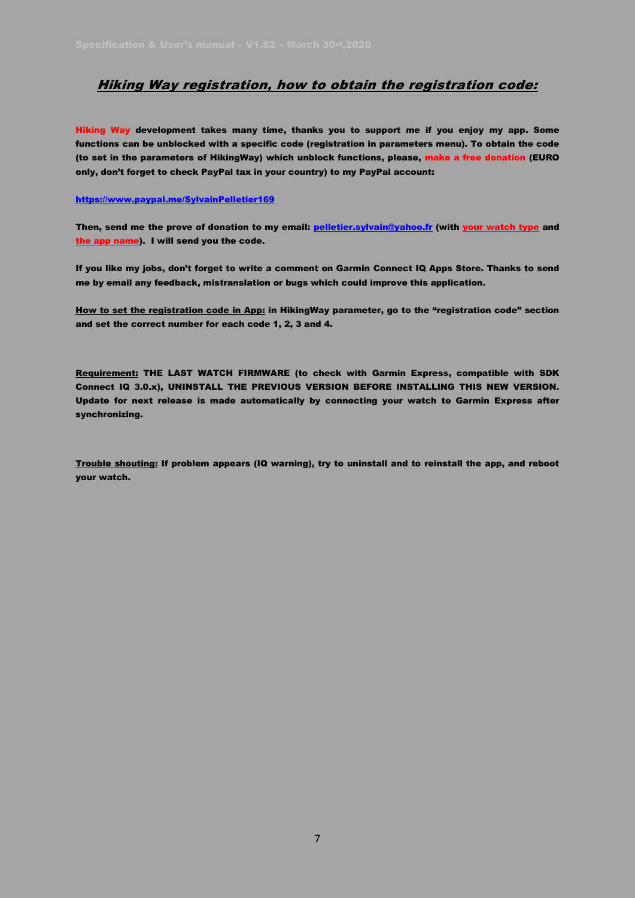## *Hiking Way registration, how to obtain the registration code:*

**Hiking Way development takes many time, thanks you to support me if you enjoy my app. Some functions can be unblocked with a specific code (registration in parameters menu). To obtain the code (to set in the parameters of HikingWay) which unblock functions, please, make a free donation (EURO only, don't forget to check PayPal tax in your country) to my PayPal account:**

**https://www.paypal.me/SylvainPelletier169**

**Then, send me the prove of donation to my email: pelletier.sylvain@yahoo.fr (with your watch type and the app name). I will send you the code.**

**If you like my jobs, don't forget to write a comment on Garmin Connect IQ Apps Store. Thanks to send me by email any feedback, mistranslation or bugs which could improve this application.**

**How to set the registration code in App: in HikingWay parameter, go to the "registration code" section and set the correct number for each code 1, 2, 3 and 4.**

**Requirement: THE LAST WATCH FIRMWARE (to check with Garmin Express, compatible with SDK Connect IQ 3.0.x), UNINSTALL THE PREVIOUS VERSION BEFORE INSTALLING THIS NEW VERSION. Update for next release is made automatically by connecting your watch to Garmin Express after synchronizing.**

**Trouble shouting: If problem appears (IQ warning), try to uninstall and to reinstall the app, and reboot your watch.**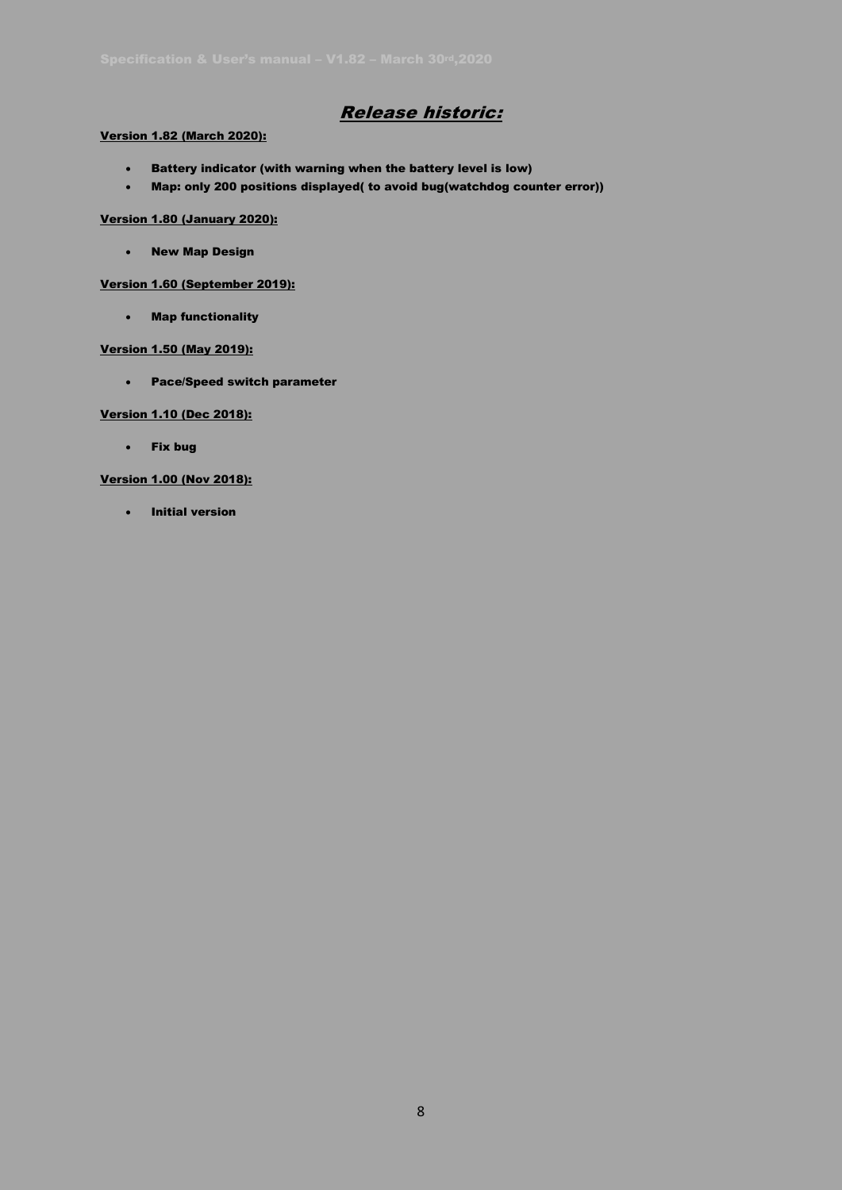# *Release historic:*

**Version 1.82 (March 2020):**

- **Battery indicator (with warning when the battery level is low)**
- **Map: only 200 positions displayed( to avoid bug(watchdog counter error))**

**Version 1.80 (January 2020):**

- **New Map Design**

**Version 1.60 (September 2019):**

- **Map functionality**

**Version 1.50 (May 2019):**

- **Pace/Speed switch parameter**

**Version 1.10 (Dec 2018):**

- **Fix bug**

**Version 1.00 (Nov 2018):**

- **Initial version**